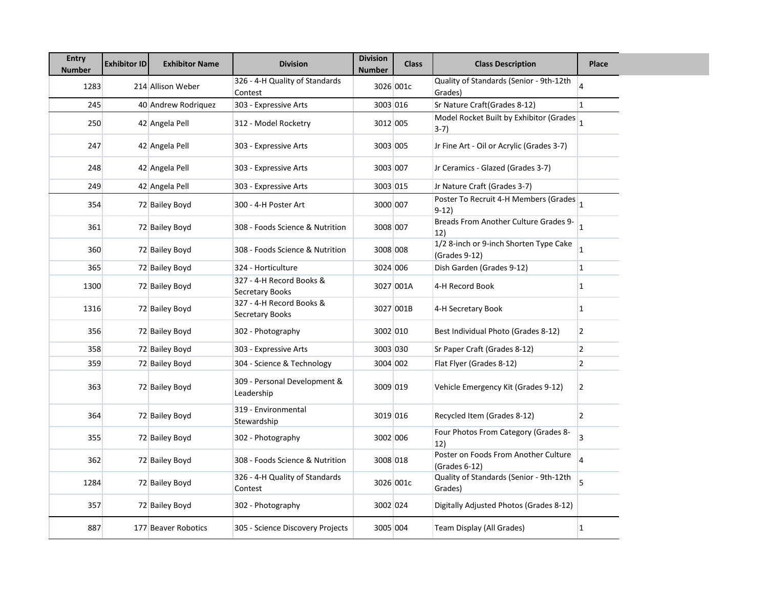| Entry Number | Exhibitor ID | Exhibitor Name | Division | Division Number | Class | Class Description | Place |
|---|---|---|---|---|---|---|---|
| 1283 | 214 | Allison Weber | 326 - 4-H Quality of Standards Contest | 3026 | 001c | Quality of Standards (Senior - 9th-12th Grades) | 4 |
| 245 | 40 | Andrew Rodriquez | 303 - Expressive Arts | 3003 | 016 | Sr Nature Craft(Grades 8-12) | 1 |
| 250 | 42 | Angela Pell | 312 - Model Rocketry | 3012 | 005 | Model Rocket Built by Exhibitor (Grades 3-7) | 1 |
| 247 | 42 | Angela Pell | 303 - Expressive Arts | 3003 | 005 | Jr Fine Art - Oil or Acrylic (Grades 3-7) | |
| 248 | 42 | Angela Pell | 303 - Expressive Arts | 3003 | 007 | Jr Ceramics - Glazed (Grades 3-7) | |
| 249 | 42 | Angela Pell | 303 - Expressive Arts | 3003 | 015 | Jr Nature Craft (Grades 3-7) | |
| 354 | 72 | Bailey Boyd | 300 - 4-H Poster Art | 3000 | 007 | Poster To Recruit 4-H Members (Grades 9-12) | 1 |
| 361 | 72 | Bailey Boyd | 308 - Foods Science & Nutrition | 3008 | 007 | Breads From Another Culture Grades 9-12) | 1 |
| 360 | 72 | Bailey Boyd | 308 - Foods Science & Nutrition | 3008 | 008 | 1/2 8-inch or 9-inch Shorten Type Cake (Grades 9-12) | 1 |
| 365 | 72 | Bailey Boyd | 324 - Horticulture | 3024 | 006 | Dish Garden (Grades 9-12) | 1 |
| 1300 | 72 | Bailey Boyd | 327 - 4-H Record Books & Secretary Books | 3027 | 001A | 4-H Record Book | 1 |
| 1316 | 72 | Bailey Boyd | 327 - 4-H Record Books & Secretary Books | 3027 | 001B | 4-H Secretary Book | 1 |
| 356 | 72 | Bailey Boyd | 302 - Photography | 3002 | 010 | Best Individual Photo (Grades 8-12) | 2 |
| 358 | 72 | Bailey Boyd | 303 - Expressive Arts | 3003 | 030 | Sr Paper Craft (Grades 8-12) | 2 |
| 359 | 72 | Bailey Boyd | 304 - Science & Technology | 3004 | 002 | Flat Flyer (Grades 8-12) | 2 |
| 363 | 72 | Bailey Boyd | 309 - Personal Development & Leadership | 3009 | 019 | Vehicle Emergency Kit (Grades 9-12) | 2 |
| 364 | 72 | Bailey Boyd | 319 - Environmental Stewardship | 3019 | 016 | Recycled Item (Grades 8-12) | 2 |
| 355 | 72 | Bailey Boyd | 302 - Photography | 3002 | 006 | Four Photos From Category (Grades 8-12) | 3 |
| 362 | 72 | Bailey Boyd | 308 - Foods Science & Nutrition | 3008 | 018 | Poster on Foods From Another Culture (Grades 6-12) | 4 |
| 1284 | 72 | Bailey Boyd | 326 - 4-H Quality of Standards Contest | 3026 | 001c | Quality of Standards (Senior - 9th-12th Grades) | 5 |
| 357 | 72 | Bailey Boyd | 302 - Photography | 3002 | 024 | Digitally Adjusted Photos (Grades 8-12) | |
| 887 | 177 | Beaver Robotics | 305 - Science Discovery Projects | 3005 | 004 | Team Display (All Grades) | 1 |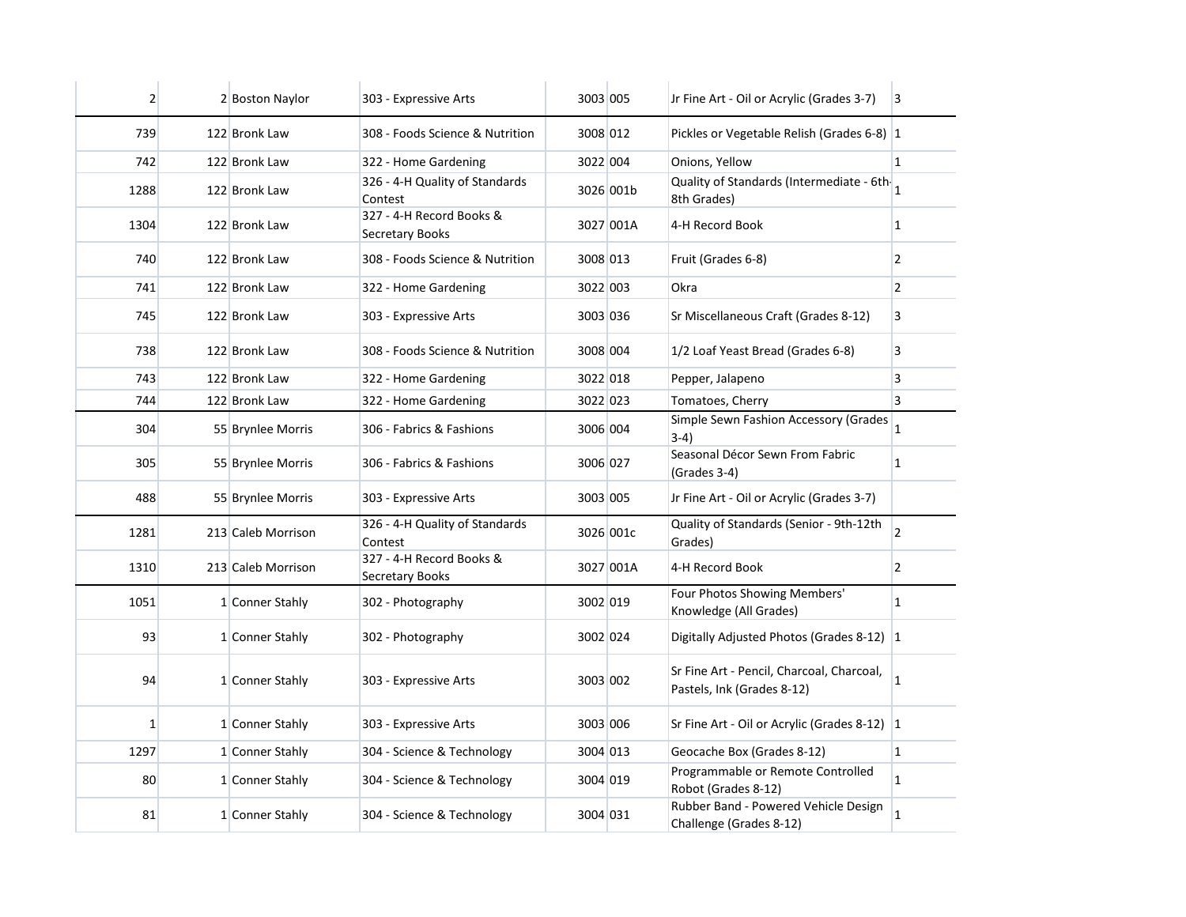| | | | | | | | |
|---|---|---|---|---|---|---|---|
| 2 | 2 | Boston Naylor | 303 - Expressive Arts | 3003 | 005 | Jr Fine Art - Oil or Acrylic (Grades 3-7) | 3 |
| 739 | 122 | Bronk Law | 308 - Foods Science & Nutrition | 3008 | 012 | Pickles or Vegetable Relish (Grades 6-8) | 1 |
| 742 | 122 | Bronk Law | 322 - Home Gardening | 3022 | 004 | Onions, Yellow | 1 |
| 1288 | 122 | Bronk Law | 326 - 4-H Quality of Standards Contest | 3026 | 001b | Quality of Standards (Intermediate - 6th-8th Grades) | 1 |
| 1304 | 122 | Bronk Law | 327 - 4-H Record Books & Secretary Books | 3027 | 001A | 4-H Record Book | 1 |
| 740 | 122 | Bronk Law | 308 - Foods Science & Nutrition | 3008 | 013 | Fruit (Grades 6-8) | 2 |
| 741 | 122 | Bronk Law | 322 - Home Gardening | 3022 | 003 | Okra | 2 |
| 745 | 122 | Bronk Law | 303 - Expressive Arts | 3003 | 036 | Sr Miscellaneous Craft (Grades 8-12) | 3 |
| 738 | 122 | Bronk Law | 308 - Foods Science & Nutrition | 3008 | 004 | 1/2 Loaf Yeast Bread (Grades 6-8) | 3 |
| 743 | 122 | Bronk Law | 322 - Home Gardening | 3022 | 018 | Pepper, Jalapeno | 3 |
| 744 | 122 | Bronk Law | 322 - Home Gardening | 3022 | 023 | Tomatoes, Cherry | 3 |
| 304 | 55 | Brynlee Morris | 306 - Fabrics & Fashions | 3006 | 004 | Simple Sewn Fashion Accessory (Grades 3-4) | 1 |
| 305 | 55 | Brynlee Morris | 306 - Fabrics & Fashions | 3006 | 027 | Seasonal Décor Sewn From Fabric (Grades 3-4) | 1 |
| 488 | 55 | Brynlee Morris | 303 - Expressive Arts | 3003 | 005 | Jr Fine Art - Oil or Acrylic (Grades 3-7) | |
| 1281 | 213 | Caleb Morrison | 326 - 4-H Quality of Standards Contest | 3026 | 001c | Quality of Standards (Senior - 9th-12th Grades) | 2 |
| 1310 | 213 | Caleb Morrison | 327 - 4-H Record Books & Secretary Books | 3027 | 001A | 4-H Record Book | 2 |
| 1051 | 1 | Conner Stahly | 302 - Photography | 3002 | 019 | Four Photos Showing Members' Knowledge (All Grades) | 1 |
| 93 | 1 | Conner Stahly | 302 - Photography | 3002 | 024 | Digitally Adjusted Photos (Grades 8-12) | 1 |
| 94 | 1 | Conner Stahly | 303 - Expressive Arts | 3003 | 002 | Sr Fine Art - Pencil, Charcoal, Charcoal, Pastels, Ink (Grades 8-12) | 1 |
| 1 | 1 | Conner Stahly | 303 - Expressive Arts | 3003 | 006 | Sr Fine Art - Oil or Acrylic (Grades 8-12) | 1 |
| 1297 | 1 | Conner Stahly | 304 - Science & Technology | 3004 | 013 | Geocache Box (Grades 8-12) | 1 |
| 80 | 1 | Conner Stahly | 304 - Science & Technology | 3004 | 019 | Programmable or Remote Controlled Robot (Grades 8-12) | 1 |
| 81 | 1 | Conner Stahly | 304 - Science & Technology | 3004 | 031 | Rubber Band - Powered Vehicle Design Challenge (Grades 8-12) | 1 |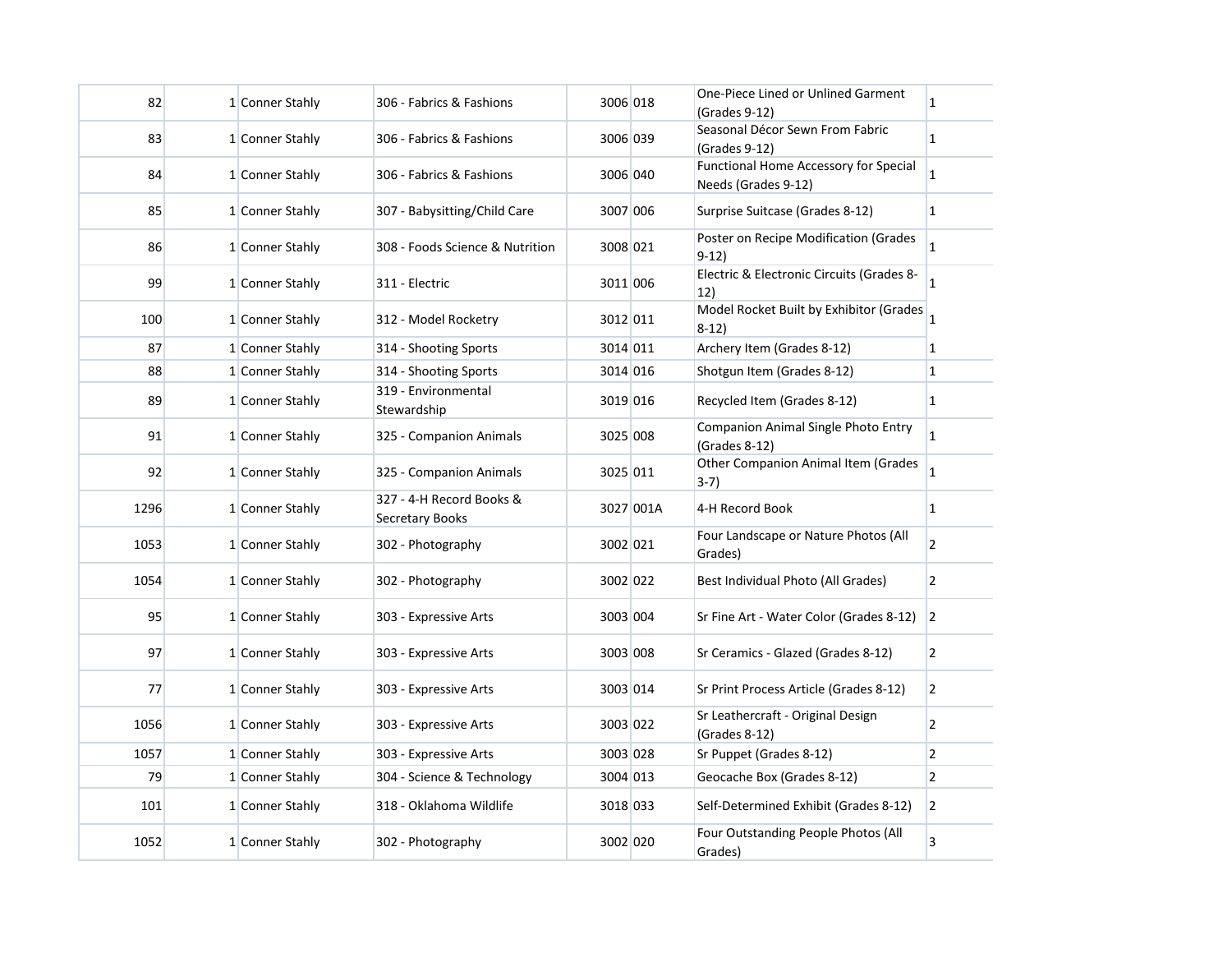| | | | | | | | |
|---|---|---|---|---|---|---|---|
| 82 | 1 | Conner Stahly | 306 - Fabrics & Fashions | 3006 | 018 | One-Piece Lined or Unlined Garment (Grades 9-12) | 1 |
| 83 | 1 | Conner Stahly | 306 - Fabrics & Fashions | 3006 | 039 | Seasonal Décor Sewn From Fabric (Grades 9-12) | 1 |
| 84 | 1 | Conner Stahly | 306 - Fabrics & Fashions | 3006 | 040 | Functional Home Accessory for Special Needs (Grades 9-12) | 1 |
| 85 | 1 | Conner Stahly | 307 - Babysitting/Child Care | 3007 | 006 | Surprise Suitcase (Grades 8-12) | 1 |
| 86 | 1 | Conner Stahly | 308 - Foods Science & Nutrition | 3008 | 021 | Poster on Recipe Modification (Grades 9-12) | 1 |
| 99 | 1 | Conner Stahly | 311 - Electric | 3011 | 006 | Electric & Electronic Circuits (Grades 8-12) | 1 |
| 100 | 1 | Conner Stahly | 312 - Model Rocketry | 3012 | 011 | Model Rocket Built by Exhibitor (Grades 8-12) | 1 |
| 87 | 1 | Conner Stahly | 314 - Shooting Sports | 3014 | 011 | Archery Item (Grades 8-12) | 1 |
| 88 | 1 | Conner Stahly | 314 - Shooting Sports | 3014 | 016 | Shotgun Item (Grades 8-12) | 1 |
| 89 | 1 | Conner Stahly | 319 - Environmental Stewardship | 3019 | 016 | Recycled Item (Grades 8-12) | 1 |
| 91 | 1 | Conner Stahly | 325 - Companion Animals | 3025 | 008 | Companion Animal Single Photo Entry (Grades 8-12) | 1 |
| 92 | 1 | Conner Stahly | 325 - Companion Animals | 3025 | 011 | Other Companion Animal Item (Grades 3-7) | 1 |
| 1296 | 1 | Conner Stahly | 327 - 4-H Record Books & Secretary Books | 3027 | 001A | 4-H Record Book | 1 |
| 1053 | 1 | Conner Stahly | 302 - Photography | 3002 | 021 | Four Landscape or Nature Photos (All Grades) | 2 |
| 1054 | 1 | Conner Stahly | 302 - Photography | 3002 | 022 | Best Individual Photo (All Grades) | 2 |
| 95 | 1 | Conner Stahly | 303 - Expressive Arts | 3003 | 004 | Sr Fine Art - Water Color (Grades 8-12) | 2 |
| 97 | 1 | Conner Stahly | 303 - Expressive Arts | 3003 | 008 | Sr Ceramics - Glazed (Grades 8-12) | 2 |
| 77 | 1 | Conner Stahly | 303 - Expressive Arts | 3003 | 014 | Sr Print Process Article (Grades 8-12) | 2 |
| 1056 | 1 | Conner Stahly | 303 - Expressive Arts | 3003 | 022 | Sr Leathercraft - Original Design (Grades 8-12) | 2 |
| 1057 | 1 | Conner Stahly | 303 - Expressive Arts | 3003 | 028 | Sr Puppet (Grades 8-12) | 2 |
| 79 | 1 | Conner Stahly | 304 - Science & Technology | 3004 | 013 | Geocache Box (Grades 8-12) | 2 |
| 101 | 1 | Conner Stahly | 318 - Oklahoma Wildlife | 3018 | 033 | Self-Determined Exhibit (Grades 8-12) | 2 |
| 1052 | 1 | Conner Stahly | 302 - Photography | 3002 | 020 | Four Outstanding People Photos (All Grades) | 3 |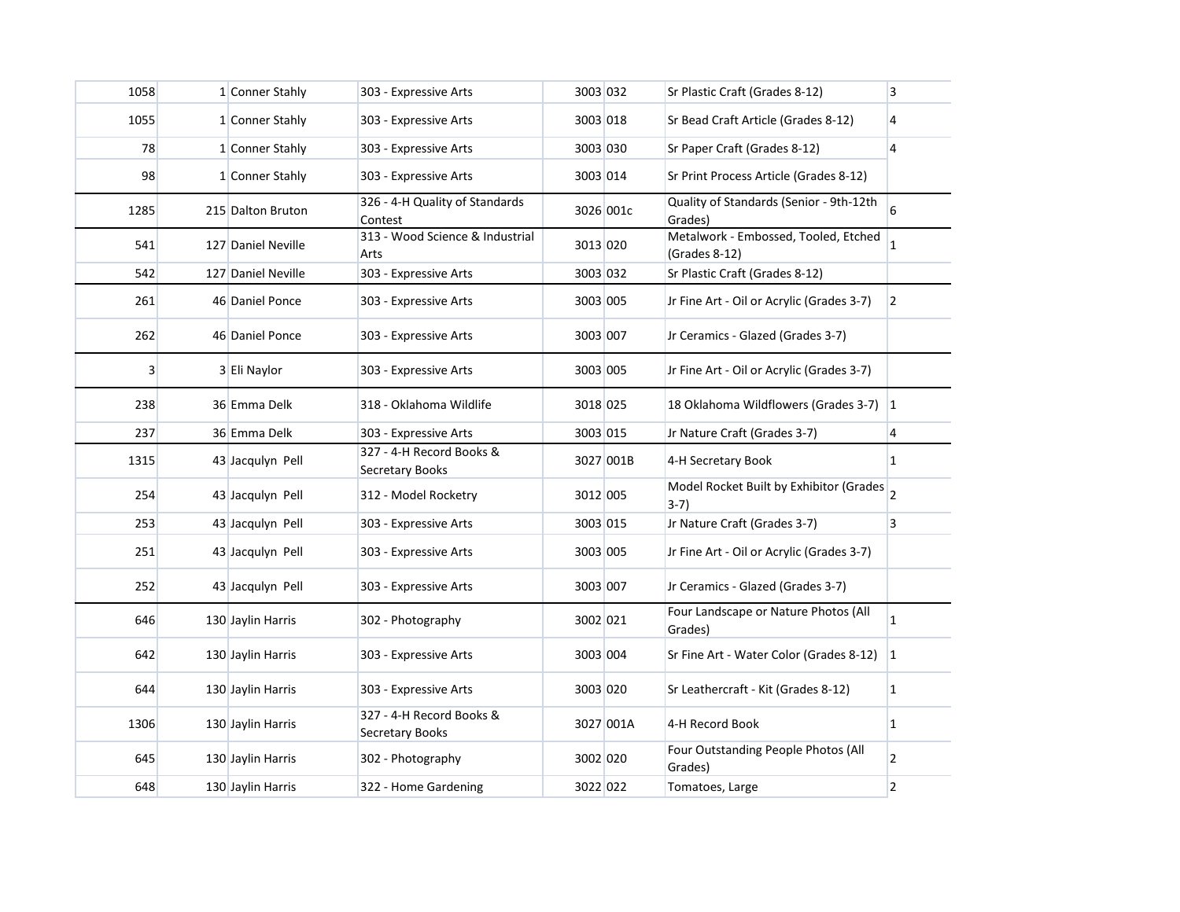| | | | | | | |
|---|---|---|---|---|---|---|
| 1058 | 1 | Conner Stahly | 303 - Expressive Arts | 3003 | 032 | Sr Plastic Craft (Grades 8-12) | 3 |
| 1055 | 1 | Conner Stahly | 303 - Expressive Arts | 3003 | 018 | Sr Bead Craft Article (Grades 8-12) | 4 |
| 78 | 1 | Conner Stahly | 303 - Expressive Arts | 3003 | 030 | Sr Paper Craft (Grades 8-12) | 4 |
| 98 | 1 | Conner Stahly | 303 - Expressive Arts | 3003 | 014 | Sr Print Process Article (Grades 8-12) | |
| 1285 | 215 | Dalton Bruton | 326 - 4-H Quality of Standards Contest | 3026 | 001c | Quality of Standards (Senior - 9th-12th Grades) | 6 |
| 541 | 127 | Daniel Neville | 313 - Wood Science & Industrial Arts | 3013 | 020 | Metalwork - Embossed, Tooled, Etched (Grades 8-12) | 1 |
| 542 | 127 | Daniel Neville | 303 - Expressive Arts | 3003 | 032 | Sr Plastic Craft (Grades 8-12) | |
| 261 | 46 | Daniel Ponce | 303 - Expressive Arts | 3003 | 005 | Jr Fine Art - Oil or Acrylic (Grades 3-7) | 2 |
| 262 | 46 | Daniel Ponce | 303 - Expressive Arts | 3003 | 007 | Jr Ceramics - Glazed (Grades 3-7) | |
| 3 | 3 | Eli Naylor | 303 - Expressive Arts | 3003 | 005 | Jr Fine Art - Oil or Acrylic (Grades 3-7) | |
| 238 | 36 | Emma Delk | 318 - Oklahoma Wildlife | 3018 | 025 | 18 Oklahoma Wildflowers (Grades 3-7) | 1 |
| 237 | 36 | Emma Delk | 303 - Expressive Arts | 3003 | 015 | Jr Nature Craft (Grades 3-7) | 4 |
| 1315 | 43 | Jacqulyn Pell | 327 - 4-H Record Books & Secretary Books | 3027 | 001B | 4-H Secretary Book | 1 |
| 254 | 43 | Jacqulyn Pell | 312 - Model Rocketry | 3012 | 005 | Model Rocket Built by Exhibitor (Grades 3-7) | 2 |
| 253 | 43 | Jacqulyn Pell | 303 - Expressive Arts | 3003 | 015 | Jr Nature Craft (Grades 3-7) | 3 |
| 251 | 43 | Jacqulyn Pell | 303 - Expressive Arts | 3003 | 005 | Jr Fine Art - Oil or Acrylic (Grades 3-7) | |
| 252 | 43 | Jacqulyn Pell | 303 - Expressive Arts | 3003 | 007 | Jr Ceramics - Glazed (Grades 3-7) | |
| 646 | 130 | Jaylin Harris | 302 - Photography | 3002 | 021 | Four Landscape or Nature Photos (All Grades) | 1 |
| 642 | 130 | Jaylin Harris | 303 - Expressive Arts | 3003 | 004 | Sr Fine Art - Water Color (Grades 8-12) | 1 |
| 644 | 130 | Jaylin Harris | 303 - Expressive Arts | 3003 | 020 | Sr Leathercraft - Kit (Grades 8-12) | 1 |
| 1306 | 130 | Jaylin Harris | 327 - 4-H Record Books & Secretary Books | 3027 | 001A | 4-H Record Book | 1 |
| 645 | 130 | Jaylin Harris | 302 - Photography | 3002 | 020 | Four Outstanding People Photos (All Grades) | 2 |
| 648 | 130 | Jaylin Harris | 322 - Home Gardening | 3022 | 022 | Tomatoes, Large | 2 |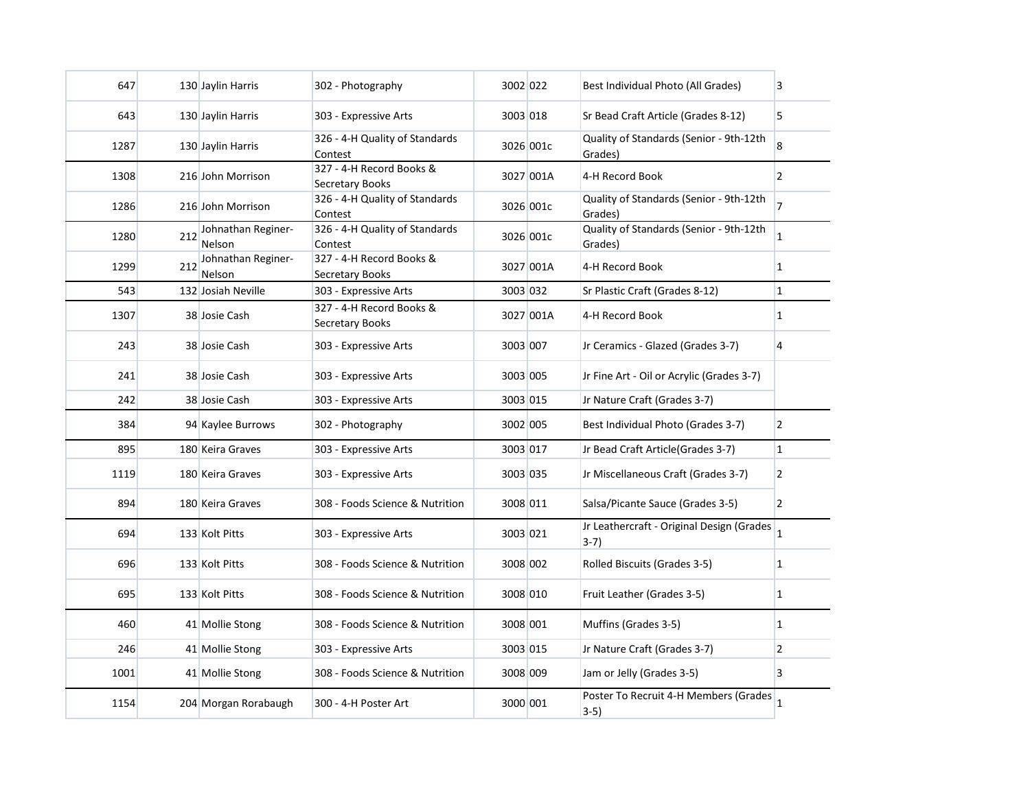| | | | | | | | |
|---|---|---|---|---|---|---|---|
| 647 | 130 | Jaylin Harris | 302 - Photography | 3002 | 022 | Best Individual Photo (All Grades) | 3 |
| 643 | 130 | Jaylin Harris | 303 - Expressive Arts | 3003 | 018 | Sr Bead Craft Article (Grades 8-12) | 5 |
| 1287 | 130 | Jaylin Harris | 326 - 4-H Quality of Standards Contest | 3026 | 001c | Quality of Standards (Senior - 9th-12th Grades) | 8 |
| 1308 | 216 | John Morrison | 327 - 4-H Record Books & Secretary Books | 3027 | 001A | 4-H Record Book | 2 |
| 1286 | 216 | John Morrison | 326 - 4-H Quality of Standards Contest | 3026 | 001c | Quality of Standards (Senior - 9th-12th Grades) | 7 |
| 1280 | 212 | Johnathan Reginer-Nelson | 326 - 4-H Quality of Standards Contest | 3026 | 001c | Quality of Standards (Senior - 9th-12th Grades) | 1 |
| 1299 | 212 | Johnathan Reginer-Nelson | 327 - 4-H Record Books & Secretary Books | 3027 | 001A | 4-H Record Book | 1 |
| 543 | 132 | Josiah Neville | 303 - Expressive Arts | 3003 | 032 | Sr Plastic Craft (Grades 8-12) | 1 |
| 1307 | 38 | Josie Cash | 327 - 4-H Record Books & Secretary Books | 3027 | 001A | 4-H Record Book | 1 |
| 243 | 38 | Josie Cash | 303 - Expressive Arts | 3003 | 007 | Jr Ceramics - Glazed (Grades 3-7) | 4 |
| 241 | 38 | Josie Cash | 303 - Expressive Arts | 3003 | 005 | Jr Fine Art - Oil or Acrylic (Grades 3-7) | |
| 242 | 38 | Josie Cash | 303 - Expressive Arts | 3003 | 015 | Jr Nature Craft (Grades 3-7) | |
| 384 | 94 | Kaylee Burrows | 302 - Photography | 3002 | 005 | Best Individual Photo (Grades 3-7) | 2 |
| 895 | 180 | Keira Graves | 303 - Expressive Arts | 3003 | 017 | Jr Bead Craft Article(Grades 3-7) | 1 |
| 1119 | 180 | Keira Graves | 303 - Expressive Arts | 3003 | 035 | Jr Miscellaneous Craft (Grades 3-7) | 2 |
| 894 | 180 | Keira Graves | 308 - Foods Science & Nutrition | 3008 | 011 | Salsa/Picante Sauce (Grades 3-5) | 2 |
| 694 | 133 | Kolt Pitts | 303 - Expressive Arts | 3003 | 021 | Jr Leathercraft - Original Design (Grades 3-7) | 1 |
| 696 | 133 | Kolt Pitts | 308 - Foods Science & Nutrition | 3008 | 002 | Rolled Biscuits (Grades 3-5) | 1 |
| 695 | 133 | Kolt Pitts | 308 - Foods Science & Nutrition | 3008 | 010 | Fruit Leather (Grades 3-5) | 1 |
| 460 | 41 | Mollie Stong | 308 - Foods Science & Nutrition | 3008 | 001 | Muffins (Grades 3-5) | 1 |
| 246 | 41 | Mollie Stong | 303 - Expressive Arts | 3003 | 015 | Jr Nature Craft (Grades 3-7) | 2 |
| 1001 | 41 | Mollie Stong | 308 - Foods Science & Nutrition | 3008 | 009 | Jam or Jelly (Grades 3-5) | 3 |
| 1154 | 204 | Morgan Rorabaugh | 300 - 4-H Poster Art | 3000 | 001 | Poster To Recruit 4-H Members (Grades 3-5) | 1 |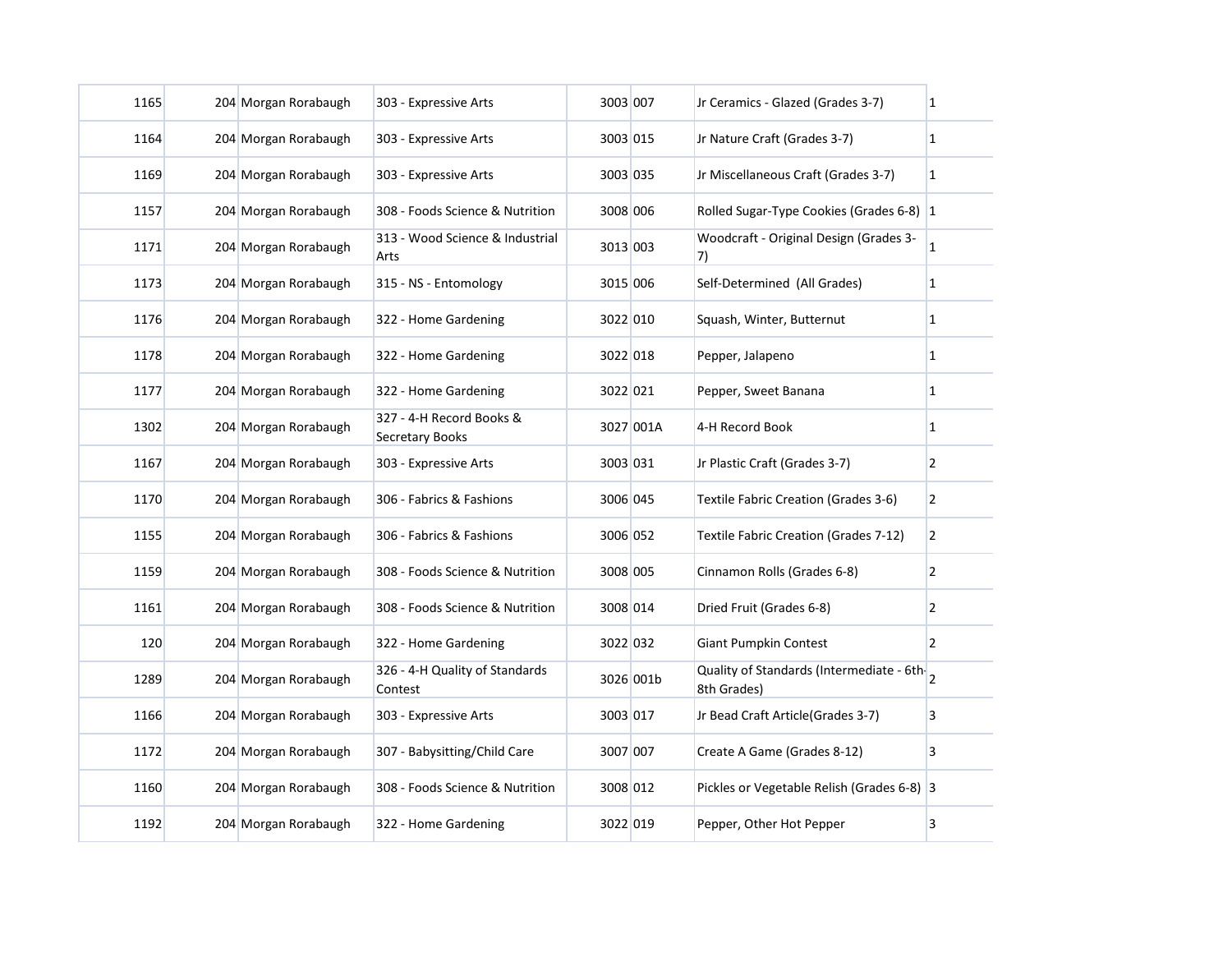| | | | | | | | |
|---|---|---|---|---|---|---|---|
| 1165 | 204 | Morgan Rorabaugh | 303 - Expressive Arts | 3003 | 007 | Jr Ceramics - Glazed (Grades 3-7) | 1 |
| 1164 | 204 | Morgan Rorabaugh | 303 - Expressive Arts | 3003 | 015 | Jr Nature Craft (Grades 3-7) | 1 |
| 1169 | 204 | Morgan Rorabaugh | 303 - Expressive Arts | 3003 | 035 | Jr Miscellaneous Craft (Grades 3-7) | 1 |
| 1157 | 204 | Morgan Rorabaugh | 308 - Foods Science & Nutrition | 3008 | 006 | Rolled Sugar-Type Cookies (Grades 6-8) | 1 |
| 1171 | 204 | Morgan Rorabaugh | 313 - Wood Science & Industrial Arts | 3013 | 003 | Woodcraft - Original Design (Grades 3-7) | 1 |
| 1173 | 204 | Morgan Rorabaugh | 315 - NS - Entomology | 3015 | 006 | Self-Determined (All Grades) | 1 |
| 1176 | 204 | Morgan Rorabaugh | 322 - Home Gardening | 3022 | 010 | Squash, Winter, Butternut | 1 |
| 1178 | 204 | Morgan Rorabaugh | 322 - Home Gardening | 3022 | 018 | Pepper, Jalapeno | 1 |
| 1177 | 204 | Morgan Rorabaugh | 322 - Home Gardening | 3022 | 021 | Pepper, Sweet Banana | 1 |
| 1302 | 204 | Morgan Rorabaugh | 327 - 4-H Record Books & Secretary Books | 3027 | 001A | 4-H Record Book | 1 |
| 1167 | 204 | Morgan Rorabaugh | 303 - Expressive Arts | 3003 | 031 | Jr Plastic Craft (Grades 3-7) | 2 |
| 1170 | 204 | Morgan Rorabaugh | 306 - Fabrics & Fashions | 3006 | 045 | Textile Fabric Creation (Grades 3-6) | 2 |
| 1155 | 204 | Morgan Rorabaugh | 306 - Fabrics & Fashions | 3006 | 052 | Textile Fabric Creation (Grades 7-12) | 2 |
| 1159 | 204 | Morgan Rorabaugh | 308 - Foods Science & Nutrition | 3008 | 005 | Cinnamon Rolls (Grades 6-8) | 2 |
| 1161 | 204 | Morgan Rorabaugh | 308 - Foods Science & Nutrition | 3008 | 014 | Dried Fruit (Grades 6-8) | 2 |
| 120 | 204 | Morgan Rorabaugh | 322 - Home Gardening | 3022 | 032 | Giant Pumpkin Contest | 2 |
| 1289 | 204 | Morgan Rorabaugh | 326 - 4-H Quality of Standards Contest | 3026 | 001b | Quality of Standards (Intermediate - 6th-8th Grades) | 2 |
| 1166 | 204 | Morgan Rorabaugh | 303 - Expressive Arts | 3003 | 017 | Jr Bead Craft Article(Grades 3-7) | 3 |
| 1172 | 204 | Morgan Rorabaugh | 307 - Babysitting/Child Care | 3007 | 007 | Create A Game (Grades 8-12) | 3 |
| 1160 | 204 | Morgan Rorabaugh | 308 - Foods Science & Nutrition | 3008 | 012 | Pickles or Vegetable Relish (Grades 6-8) | 3 |
| 1192 | 204 | Morgan Rorabaugh | 322 - Home Gardening | 3022 | 019 | Pepper, Other Hot Pepper | 3 |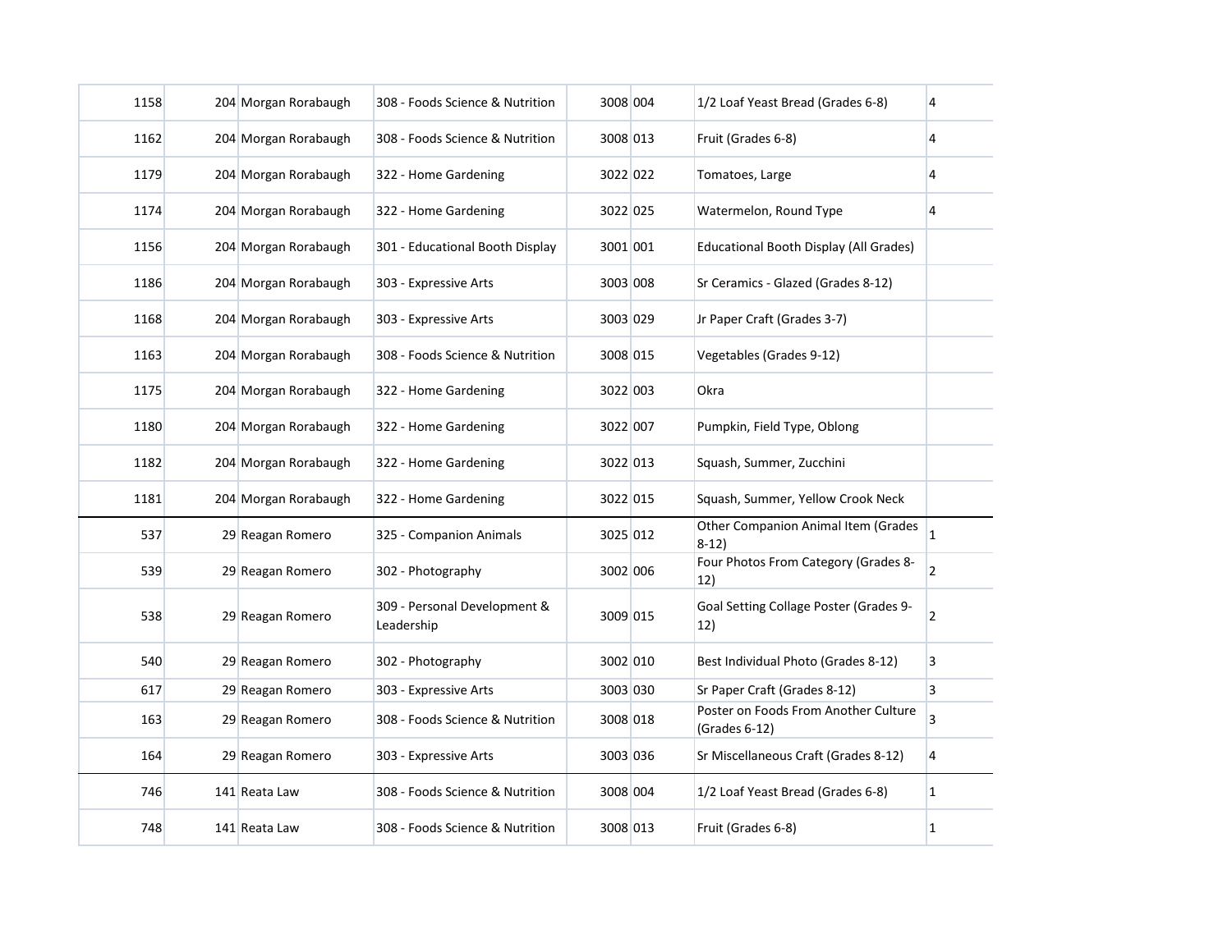| | | | | | | | |
|---|---|---|---|---|---|---|---|
| 1158 | 204 | Morgan Rorabaugh | 308 - Foods Science & Nutrition | 3008 | 004 | 1/2 Loaf Yeast Bread (Grades 6-8) | 4 |
| 1162 | 204 | Morgan Rorabaugh | 308 - Foods Science & Nutrition | 3008 | 013 | Fruit (Grades 6-8) | 4 |
| 1179 | 204 | Morgan Rorabaugh | 322 - Home Gardening | 3022 | 022 | Tomatoes, Large | 4 |
| 1174 | 204 | Morgan Rorabaugh | 322 - Home Gardening | 3022 | 025 | Watermelon, Round Type | 4 |
| 1156 | 204 | Morgan Rorabaugh | 301 - Educational Booth Display | 3001 | 001 | Educational Booth Display (All Grades) | |
| 1186 | 204 | Morgan Rorabaugh | 303 - Expressive Arts | 3003 | 008 | Sr Ceramics - Glazed (Grades 8-12) | |
| 1168 | 204 | Morgan Rorabaugh | 303 - Expressive Arts | 3003 | 029 | Jr Paper Craft (Grades 3-7) | |
| 1163 | 204 | Morgan Rorabaugh | 308 - Foods Science & Nutrition | 3008 | 015 | Vegetables (Grades 9-12) | |
| 1175 | 204 | Morgan Rorabaugh | 322 - Home Gardening | 3022 | 003 | Okra | |
| 1180 | 204 | Morgan Rorabaugh | 322 - Home Gardening | 3022 | 007 | Pumpkin, Field Type, Oblong | |
| 1182 | 204 | Morgan Rorabaugh | 322 - Home Gardening | 3022 | 013 | Squash, Summer, Zucchini | |
| 1181 | 204 | Morgan Rorabaugh | 322 - Home Gardening | 3022 | 015 | Squash, Summer, Yellow Crook Neck | |
| 537 | 29 | Reagan Romero | 325 - Companion Animals | 3025 | 012 | Other Companion Animal Item (Grades 8-12) | 1 |
| 539 | 29 | Reagan Romero | 302 - Photography | 3002 | 006 | Four Photos From Category (Grades 8-12) | 2 |
| 538 | 29 | Reagan Romero | 309 - Personal Development & Leadership | 3009 | 015 | Goal Setting Collage Poster (Grades 9-12) | 2 |
| 540 | 29 | Reagan Romero | 302 - Photography | 3002 | 010 | Best Individual Photo (Grades 8-12) | 3 |
| 617 | 29 | Reagan Romero | 303 - Expressive Arts | 3003 | 030 | Sr Paper Craft (Grades 8-12) | 3 |
| 163 | 29 | Reagan Romero | 308 - Foods Science & Nutrition | 3008 | 018 | Poster on Foods From Another Culture (Grades 6-12) | 3 |
| 164 | 29 | Reagan Romero | 303 - Expressive Arts | 3003 | 036 | Sr Miscellaneous Craft (Grades 8-12) | 4 |
| 746 | 141 | Reata Law | 308 - Foods Science & Nutrition | 3008 | 004 | 1/2 Loaf Yeast Bread (Grades 6-8) | 1 |
| 748 | 141 | Reata Law | 308 - Foods Science & Nutrition | 3008 | 013 | Fruit (Grades 6-8) | 1 |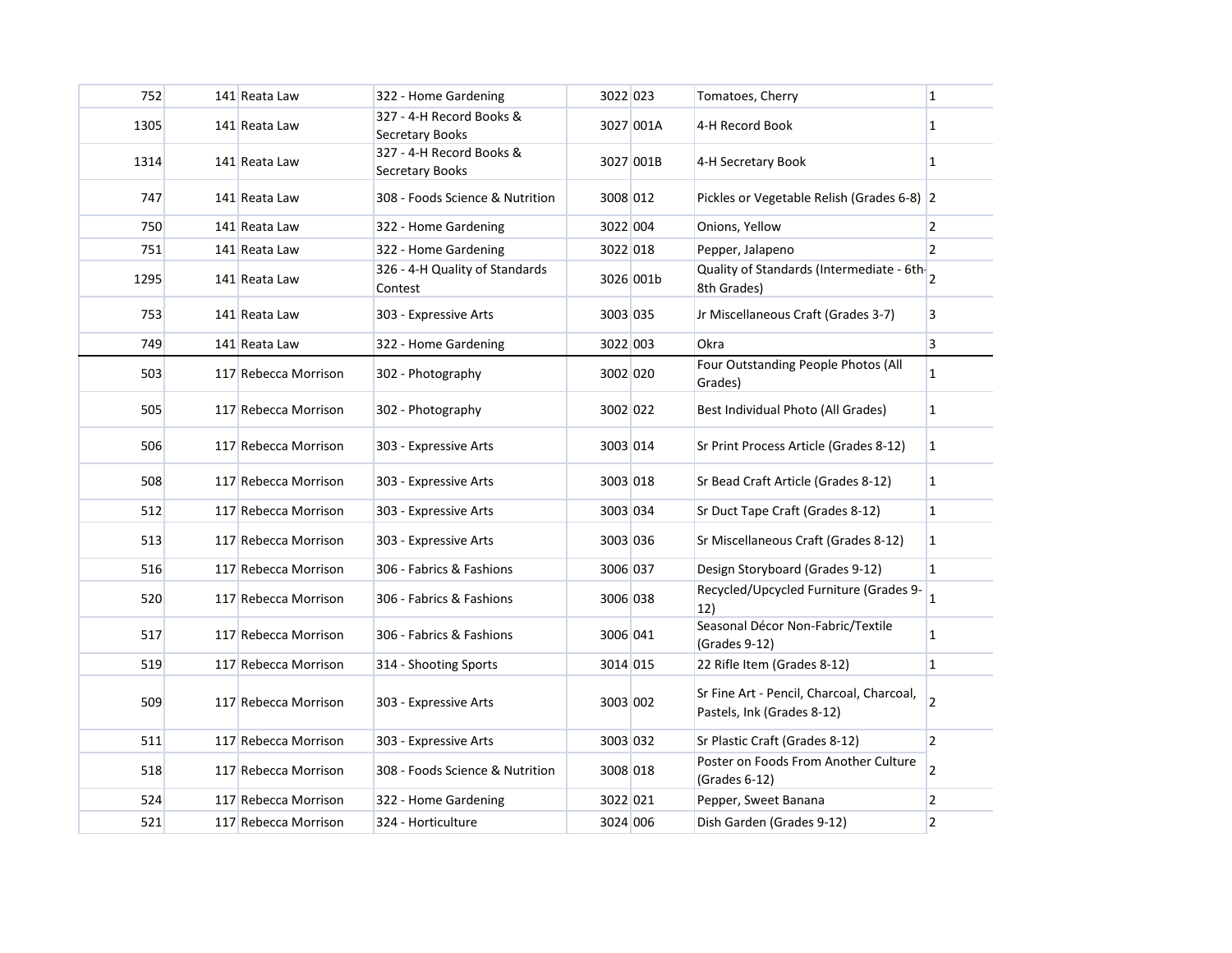| | | | | | | |
|---|---|---|---|---|---|---|
| 752 | 141 | Reata Law | 322 - Home Gardening | 3022 | 023 | Tomatoes, Cherry | 1 |
| 1305 | 141 | Reata Law | 327 - 4-H Record Books & Secretary Books | 3027 | 001A | 4-H Record Book | 1 |
| 1314 | 141 | Reata Law | 327 - 4-H Record Books & Secretary Books | 3027 | 001B | 4-H Secretary Book | 1 |
| 747 | 141 | Reata Law | 308 - Foods Science & Nutrition | 3008 | 012 | Pickles or Vegetable Relish (Grades 6-8) | 2 |
| 750 | 141 | Reata Law | 322 - Home Gardening | 3022 | 004 | Onions, Yellow | 2 |
| 751 | 141 | Reata Law | 322 - Home Gardening | 3022 | 018 | Pepper, Jalapeno | 2 |
| 1295 | 141 | Reata Law | 326 - 4-H Quality of Standards Contest | 3026 | 001b | Quality of Standards (Intermediate - 6th-8th Grades) | 2 |
| 753 | 141 | Reata Law | 303 - Expressive Arts | 3003 | 035 | Jr Miscellaneous Craft (Grades 3-7) | 3 |
| 749 | 141 | Reata Law | 322 - Home Gardening | 3022 | 003 | Okra | 3 |
| 503 | 117 | Rebecca Morrison | 302 - Photography | 3002 | 020 | Four Outstanding People Photos (All Grades) | 1 |
| 505 | 117 | Rebecca Morrison | 302 - Photography | 3002 | 022 | Best Individual Photo (All Grades) | 1 |
| 506 | 117 | Rebecca Morrison | 303 - Expressive Arts | 3003 | 014 | Sr Print Process Article (Grades 8-12) | 1 |
| 508 | 117 | Rebecca Morrison | 303 - Expressive Arts | 3003 | 018 | Sr Bead Craft Article (Grades 8-12) | 1 |
| 512 | 117 | Rebecca Morrison | 303 - Expressive Arts | 3003 | 034 | Sr Duct Tape Craft (Grades 8-12) | 1 |
| 513 | 117 | Rebecca Morrison | 303 - Expressive Arts | 3003 | 036 | Sr Miscellaneous Craft (Grades 8-12) | 1 |
| 516 | 117 | Rebecca Morrison | 306 - Fabrics & Fashions | 3006 | 037 | Design Storyboard (Grades 9-12) | 1 |
| 520 | 117 | Rebecca Morrison | 306 - Fabrics & Fashions | 3006 | 038 | Recycled/Upcycled Furniture (Grades 9-12) | 1 |
| 517 | 117 | Rebecca Morrison | 306 - Fabrics & Fashions | 3006 | 041 | Seasonal Décor Non-Fabric/Textile (Grades 9-12) | 1 |
| 519 | 117 | Rebecca Morrison | 314 - Shooting Sports | 3014 | 015 | 22 Rifle Item (Grades 8-12) | 1 |
| 509 | 117 | Rebecca Morrison | 303 - Expressive Arts | 3003 | 002 | Sr Fine Art - Pencil, Charcoal, Charcoal, Pastels, Ink (Grades 8-12) | 2 |
| 511 | 117 | Rebecca Morrison | 303 - Expressive Arts | 3003 | 032 | Sr Plastic Craft (Grades 8-12) | 2 |
| 518 | 117 | Rebecca Morrison | 308 - Foods Science & Nutrition | 3008 | 018 | Poster on Foods From Another Culture (Grades 6-12) | 2 |
| 524 | 117 | Rebecca Morrison | 322 - Home Gardening | 3022 | 021 | Pepper, Sweet Banana | 2 |
| 521 | 117 | Rebecca Morrison | 324 - Horticulture | 3024 | 006 | Dish Garden (Grades 9-12) | 2 |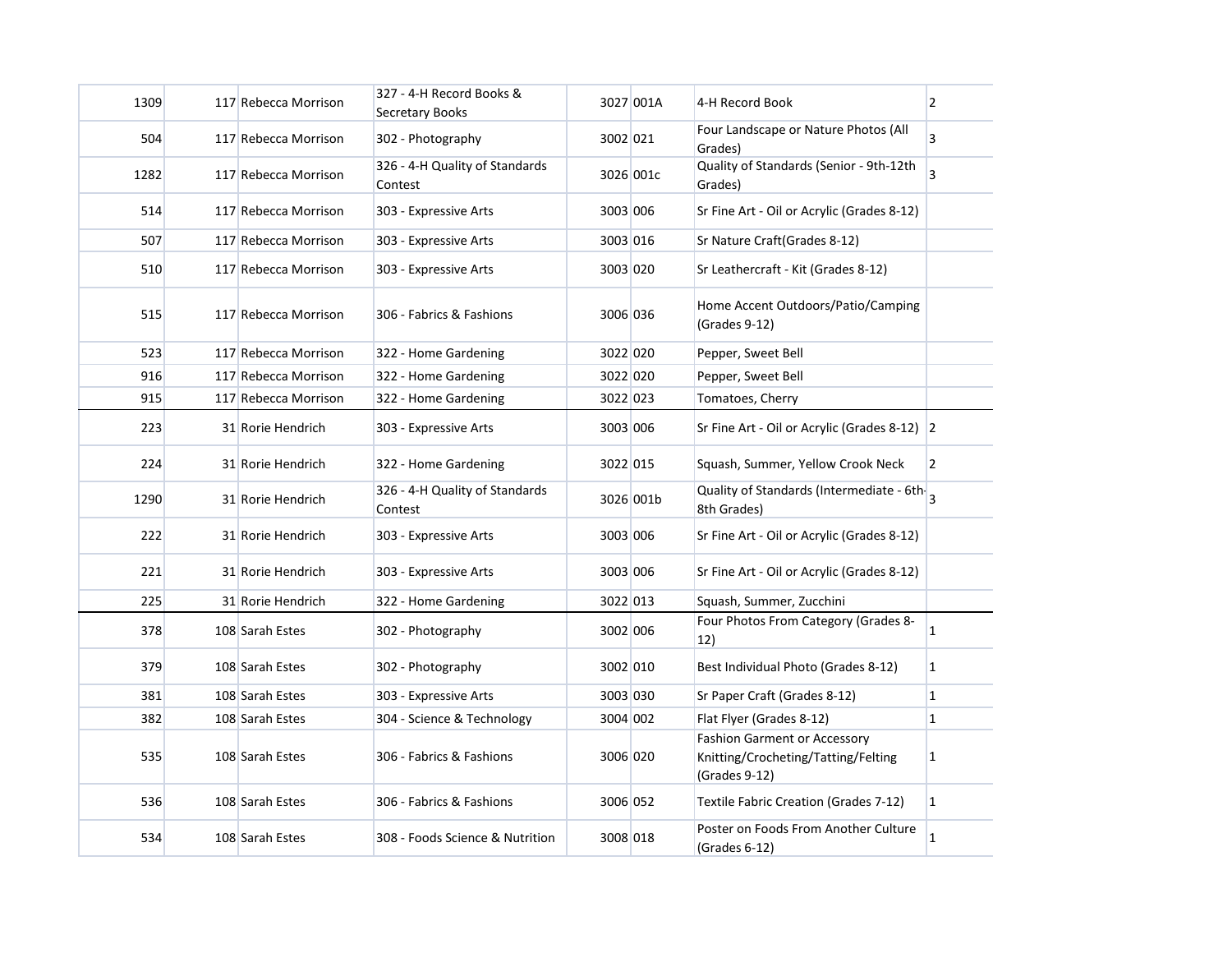| | | | | | | | |
|---|---|---|---|---|---|---|---|
| 1309 | 117 | Rebecca Morrison | 327 - 4-H Record Books & Secretary Books | 3027 | 001A | 4-H Record Book | 2 |
| 504 | 117 | Rebecca Morrison | 302 - Photography | 3002 | 021 | Four Landscape or Nature Photos (All Grades) | 3 |
| 1282 | 117 | Rebecca Morrison | 326 - 4-H Quality of Standards Contest | 3026 | 001c | Quality of Standards (Senior - 9th-12th Grades) | 3 |
| 514 | 117 | Rebecca Morrison | 303 - Expressive Arts | 3003 | 006 | Sr Fine Art - Oil or Acrylic (Grades 8-12) | |
| 507 | 117 | Rebecca Morrison | 303 - Expressive Arts | 3003 | 016 | Sr Nature Craft(Grades 8-12) | |
| 510 | 117 | Rebecca Morrison | 303 - Expressive Arts | 3003 | 020 | Sr Leathercraft - Kit (Grades 8-12) | |
| 515 | 117 | Rebecca Morrison | 306 - Fabrics & Fashions | 3006 | 036 | Home Accent Outdoors/Patio/Camping (Grades 9-12) | |
| 523 | 117 | Rebecca Morrison | 322 - Home Gardening | 3022 | 020 | Pepper, Sweet Bell | |
| 916 | 117 | Rebecca Morrison | 322 - Home Gardening | 3022 | 020 | Pepper, Sweet Bell | |
| 915 | 117 | Rebecca Morrison | 322 - Home Gardening | 3022 | 023 | Tomatoes, Cherry | |
| 223 | 31 | Rorie Hendrich | 303 - Expressive Arts | 3003 | 006 | Sr Fine Art - Oil or Acrylic (Grades 8-12) | 2 |
| 224 | 31 | Rorie Hendrich | 322 - Home Gardening | 3022 | 015 | Squash, Summer, Yellow Crook Neck | 2 |
| 1290 | 31 | Rorie Hendrich | 326 - 4-H Quality of Standards Contest | 3026 | 001b | Quality of Standards (Intermediate - 6th-8th Grades) | 3 |
| 222 | 31 | Rorie Hendrich | 303 - Expressive Arts | 3003 | 006 | Sr Fine Art - Oil or Acrylic (Grades 8-12) | |
| 221 | 31 | Rorie Hendrich | 303 - Expressive Arts | 3003 | 006 | Sr Fine Art - Oil or Acrylic (Grades 8-12) | |
| 225 | 31 | Rorie Hendrich | 322 - Home Gardening | 3022 | 013 | Squash, Summer, Zucchini | |
| 378 | 108 | Sarah Estes | 302 - Photography | 3002 | 006 | Four Photos From Category (Grades 8-12) | 1 |
| 379 | 108 | Sarah Estes | 302 - Photography | 3002 | 010 | Best Individual Photo (Grades 8-12) | 1 |
| 381 | 108 | Sarah Estes | 303 - Expressive Arts | 3003 | 030 | Sr Paper Craft (Grades 8-12) | 1 |
| 382 | 108 | Sarah Estes | 304 - Science & Technology | 3004 | 002 | Flat Flyer (Grades 8-12) | 1 |
| 535 | 108 | Sarah Estes | 306 - Fabrics & Fashions | 3006 | 020 | Fashion Garment or Accessory Knitting/Crocheting/Tatting/Felting (Grades 9-12) | 1 |
| 536 | 108 | Sarah Estes | 306 - Fabrics & Fashions | 3006 | 052 | Textile Fabric Creation (Grades 7-12) | 1 |
| 534 | 108 | Sarah Estes | 308 - Foods Science & Nutrition | 3008 | 018 | Poster on Foods From Another Culture (Grades 6-12) | 1 |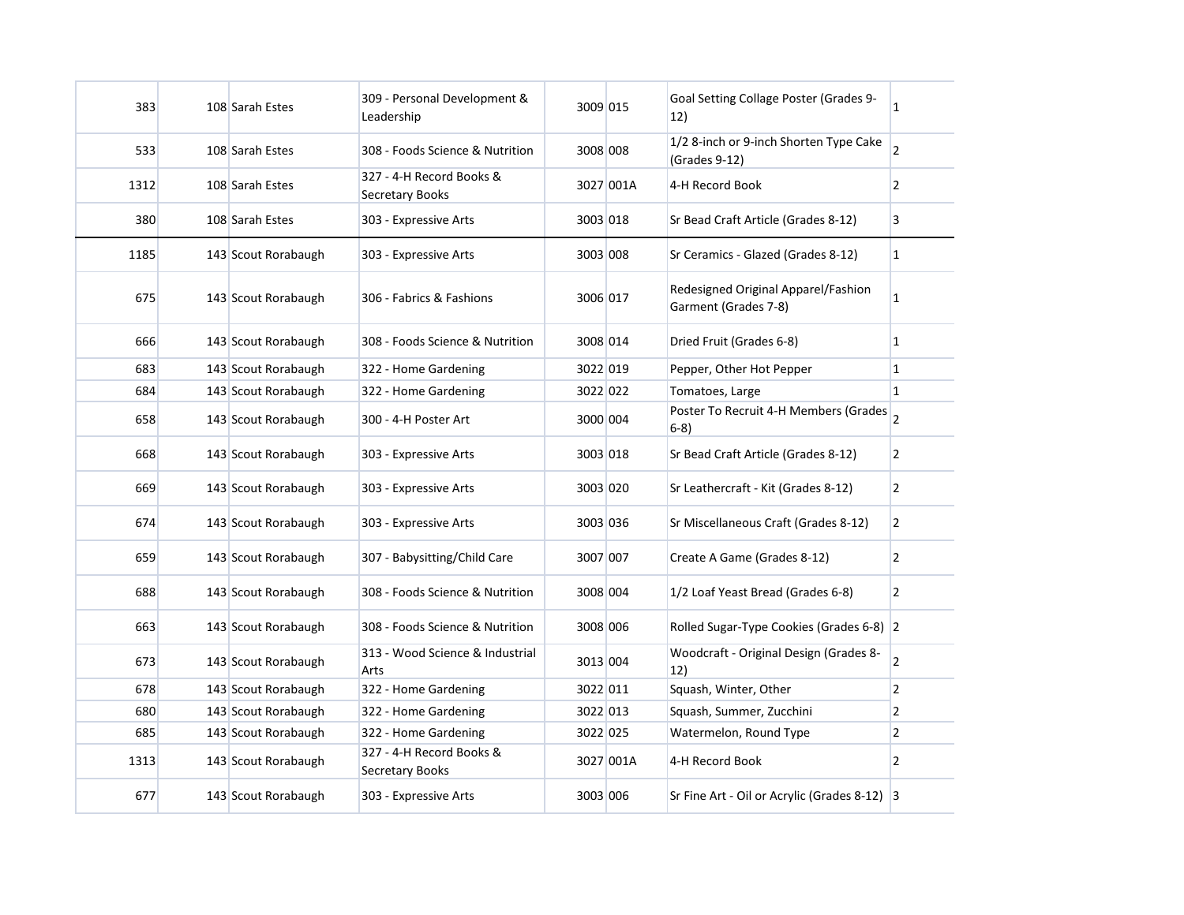| | | | | | | | |
|---|---|---|---|---|---|---|---|
| 383 | 108 | Sarah Estes | 309 - Personal Development & Leadership | 3009 | 015 | Goal Setting Collage Poster (Grades 9-12) | 1 |
| 533 | 108 | Sarah Estes | 308 - Foods Science & Nutrition | 3008 | 008 | 1/2 8-inch or 9-inch Shorten Type Cake (Grades 9-12) | 2 |
| 1312 | 108 | Sarah Estes | 327 - 4-H Record Books & Secretary Books | 3027 | 001A | 4-H Record Book | 2 |
| 380 | 108 | Sarah Estes | 303 - Expressive Arts | 3003 | 018 | Sr Bead Craft Article (Grades 8-12) | 3 |
| 1185 | 143 | Scout Rorabaugh | 303 - Expressive Arts | 3003 | 008 | Sr Ceramics - Glazed (Grades 8-12) | 1 |
| 675 | 143 | Scout Rorabaugh | 306 - Fabrics & Fashions | 3006 | 017 | Redesigned Original Apparel/Fashion Garment (Grades 7-8) | 1 |
| 666 | 143 | Scout Rorabaugh | 308 - Foods Science & Nutrition | 3008 | 014 | Dried Fruit (Grades 6-8) | 1 |
| 683 | 143 | Scout Rorabaugh | 322 - Home Gardening | 3022 | 019 | Pepper, Other Hot Pepper | 1 |
| 684 | 143 | Scout Rorabaugh | 322 - Home Gardening | 3022 | 022 | Tomatoes, Large | 1 |
| 658 | 143 | Scout Rorabaugh | 300 - 4-H Poster Art | 3000 | 004 | Poster To Recruit 4-H Members (Grades 6-8) | 2 |
| 668 | 143 | Scout Rorabaugh | 303 - Expressive Arts | 3003 | 018 | Sr Bead Craft Article (Grades 8-12) | 2 |
| 669 | 143 | Scout Rorabaugh | 303 - Expressive Arts | 3003 | 020 | Sr Leathercraft - Kit (Grades 8-12) | 2 |
| 674 | 143 | Scout Rorabaugh | 303 - Expressive Arts | 3003 | 036 | Sr Miscellaneous Craft (Grades 8-12) | 2 |
| 659 | 143 | Scout Rorabaugh | 307 - Babysitting/Child Care | 3007 | 007 | Create A Game (Grades 8-12) | 2 |
| 688 | 143 | Scout Rorabaugh | 308 - Foods Science & Nutrition | 3008 | 004 | 1/2 Loaf Yeast Bread (Grades 6-8) | 2 |
| 663 | 143 | Scout Rorabaugh | 308 - Foods Science & Nutrition | 3008 | 006 | Rolled Sugar-Type Cookies (Grades 6-8) | 2 |
| 673 | 143 | Scout Rorabaugh | 313 - Wood Science & Industrial Arts | 3013 | 004 | Woodcraft - Original Design (Grades 8-12) | 2 |
| 678 | 143 | Scout Rorabaugh | 322 - Home Gardening | 3022 | 011 | Squash, Winter, Other | 2 |
| 680 | 143 | Scout Rorabaugh | 322 - Home Gardening | 3022 | 013 | Squash, Summer, Zucchini | 2 |
| 685 | 143 | Scout Rorabaugh | 322 - Home Gardening | 3022 | 025 | Watermelon, Round Type | 2 |
| 1313 | 143 | Scout Rorabaugh | 327 - 4-H Record Books & Secretary Books | 3027 | 001A | 4-H Record Book | 2 |
| 677 | 143 | Scout Rorabaugh | 303 - Expressive Arts | 3003 | 006 | Sr Fine Art - Oil or Acrylic (Grades 8-12) | 3 |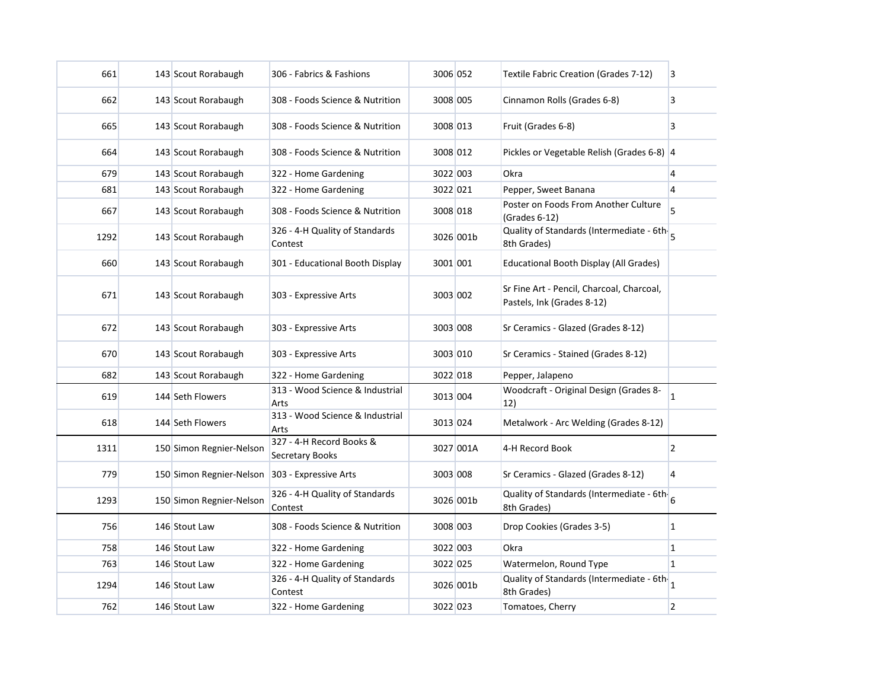| | | | | | | |
|---|---|---|---|---|---|---|
| 661 | 143 Scout Rorabaugh | 306 - Fabrics & Fashions | 3006 | 052 | Textile Fabric Creation (Grades 7-12) | 3 |
| 662 | 143 Scout Rorabaugh | 308 - Foods Science & Nutrition | 3008 | 005 | Cinnamon Rolls (Grades 6-8) | 3 |
| 665 | 143 Scout Rorabaugh | 308 - Foods Science & Nutrition | 3008 | 013 | Fruit (Grades 6-8) | 3 |
| 664 | 143 Scout Rorabaugh | 308 - Foods Science & Nutrition | 3008 | 012 | Pickles or Vegetable Relish (Grades 6-8) | 4 |
| 679 | 143 Scout Rorabaugh | 322 - Home Gardening | 3022 | 003 | Okra | 4 |
| 681 | 143 Scout Rorabaugh | 322 - Home Gardening | 3022 | 021 | Pepper, Sweet Banana | 4 |
| 667 | 143 Scout Rorabaugh | 308 - Foods Science & Nutrition | 3008 | 018 | Poster on Foods From Another Culture (Grades 6-12) | 5 |
| 1292 | 143 Scout Rorabaugh | 326 - 4-H Quality of Standards Contest | 3026 | 001b | Quality of Standards (Intermediate - 6th-8th Grades) | 5 |
| 660 | 143 Scout Rorabaugh | 301 - Educational Booth Display | 3001 | 001 | Educational Booth Display (All Grades) | |
| 671 | 143 Scout Rorabaugh | 303 - Expressive Arts | 3003 | 002 | Sr Fine Art - Pencil, Charcoal, Charcoal, Pastels, Ink (Grades 8-12) | |
| 672 | 143 Scout Rorabaugh | 303 - Expressive Arts | 3003 | 008 | Sr Ceramics - Glazed (Grades 8-12) | |
| 670 | 143 Scout Rorabaugh | 303 - Expressive Arts | 3003 | 010 | Sr Ceramics - Stained (Grades 8-12) | |
| 682 | 143 Scout Rorabaugh | 322 - Home Gardening | 3022 | 018 | Pepper, Jalapeno | |
| 619 | 144 Seth Flowers | 313 - Wood Science & Industrial Arts | 3013 | 004 | Woodcraft - Original Design (Grades 8-12) | 1 |
| 618 | 144 Seth Flowers | 313 - Wood Science & Industrial Arts | 3013 | 024 | Metalwork - Arc Welding (Grades 8-12) | |
| 1311 | 150 Simon Regnier-Nelson | 327 - 4-H Record Books & Secretary Books | 3027 | 001A | 4-H Record Book | 2 |
| 779 | 150 Simon Regnier-Nelson | 303 - Expressive Arts | 3003 | 008 | Sr Ceramics - Glazed (Grades 8-12) | 4 |
| 1293 | 150 Simon Regnier-Nelson | 326 - 4-H Quality of Standards Contest | 3026 | 001b | Quality of Standards (Intermediate - 6th-8th Grades) | 6 |
| 756 | 146 Stout Law | 308 - Foods Science & Nutrition | 3008 | 003 | Drop Cookies (Grades 3-5) | 1 |
| 758 | 146 Stout Law | 322 - Home Gardening | 3022 | 003 | Okra | 1 |
| 763 | 146 Stout Law | 322 - Home Gardening | 3022 | 025 | Watermelon, Round Type | 1 |
| 1294 | 146 Stout Law | 326 - 4-H Quality of Standards Contest | 3026 | 001b | Quality of Standards (Intermediate - 6th-8th Grades) | 1 |
| 762 | 146 Stout Law | 322 - Home Gardening | 3022 | 023 | Tomatoes, Cherry | 2 |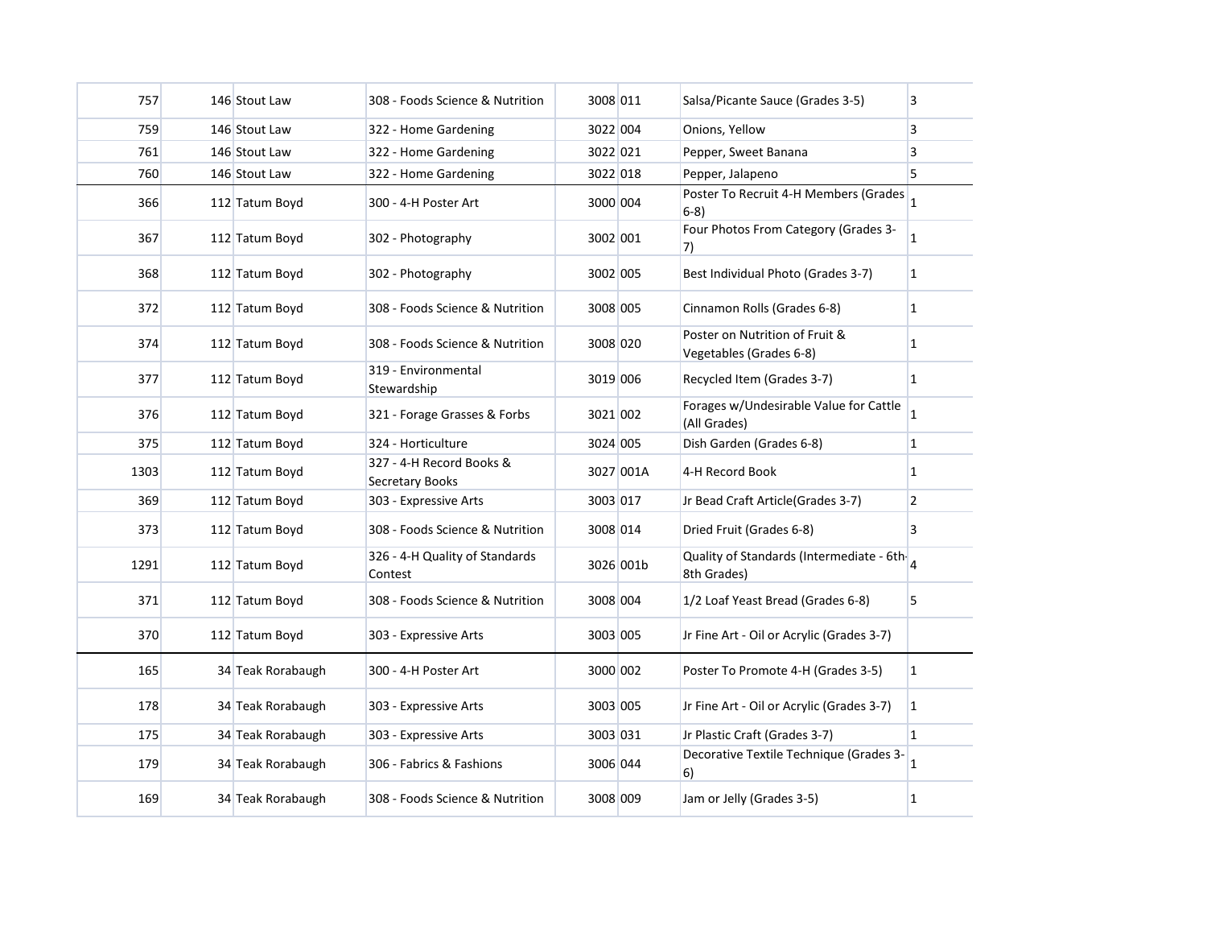| | | | | | | | |
|---|---|---|---|---|---|---|---|
| 757 | 146 | Stout Law | 308 - Foods Science & Nutrition | 3008 | 011 | Salsa/Picante Sauce (Grades 3-5) | 3 |
| 759 | 146 | Stout Law | 322 - Home Gardening | 3022 | 004 | Onions, Yellow | 3 |
| 761 | 146 | Stout Law | 322 - Home Gardening | 3022 | 021 | Pepper, Sweet Banana | 3 |
| 760 | 146 | Stout Law | 322 - Home Gardening | 3022 | 018 | Pepper, Jalapeno | 5 |
| 366 | 112 | Tatum Boyd | 300 - 4-H Poster Art | 3000 | 004 | Poster To Recruit 4-H Members (Grades 6-8) | 1 |
| 367 | 112 | Tatum Boyd | 302 - Photography | 3002 | 001 | Four Photos From Category (Grades 3-7) | 1 |
| 368 | 112 | Tatum Boyd | 302 - Photography | 3002 | 005 | Best Individual Photo (Grades 3-7) | 1 |
| 372 | 112 | Tatum Boyd | 308 - Foods Science & Nutrition | 3008 | 005 | Cinnamon Rolls (Grades 6-8) | 1 |
| 374 | 112 | Tatum Boyd | 308 - Foods Science & Nutrition | 3008 | 020 | Poster on Nutrition of Fruit & Vegetables (Grades 6-8) | 1 |
| 377 | 112 | Tatum Boyd | 319 - Environmental Stewardship | 3019 | 006 | Recycled Item (Grades 3-7) | 1 |
| 376 | 112 | Tatum Boyd | 321 - Forage Grasses & Forbs | 3021 | 002 | Forages w/Undesirable Value for Cattle (All Grades) | 1 |
| 375 | 112 | Tatum Boyd | 324 - Horticulture | 3024 | 005 | Dish Garden (Grades 6-8) | 1 |
| 1303 | 112 | Tatum Boyd | 327 - 4-H Record Books & Secretary Books | 3027 | 001A | 4-H Record Book | 1 |
| 369 | 112 | Tatum Boyd | 303 - Expressive Arts | 3003 | 017 | Jr Bead Craft Article(Grades 3-7) | 2 |
| 373 | 112 | Tatum Boyd | 308 - Foods Science & Nutrition | 3008 | 014 | Dried Fruit (Grades 6-8) | 3 |
| 1291 | 112 | Tatum Boyd | 326 - 4-H Quality of Standards Contest | 3026 | 001b | Quality of Standards (Intermediate - 6th-8th Grades) | 4 |
| 371 | 112 | Tatum Boyd | 308 - Foods Science & Nutrition | 3008 | 004 | 1/2 Loaf Yeast Bread (Grades 6-8) | 5 |
| 370 | 112 | Tatum Boyd | 303 - Expressive Arts | 3003 | 005 | Jr Fine Art - Oil or Acrylic (Grades 3-7) | |
| 165 | 34 | Teak Rorabaugh | 300 - 4-H Poster Art | 3000 | 002 | Poster To Promote 4-H (Grades 3-5) | 1 |
| 178 | 34 | Teak Rorabaugh | 303 - Expressive Arts | 3003 | 005 | Jr Fine Art - Oil or Acrylic (Grades 3-7) | 1 |
| 175 | 34 | Teak Rorabaugh | 303 - Expressive Arts | 3003 | 031 | Jr Plastic Craft (Grades 3-7) | 1 |
| 179 | 34 | Teak Rorabaugh | 306 - Fabrics & Fashions | 3006 | 044 | Decorative Textile Technique (Grades 3-6) | 1 |
| 169 | 34 | Teak Rorabaugh | 308 - Foods Science & Nutrition | 3008 | 009 | Jam or Jelly (Grades 3-5) | 1 |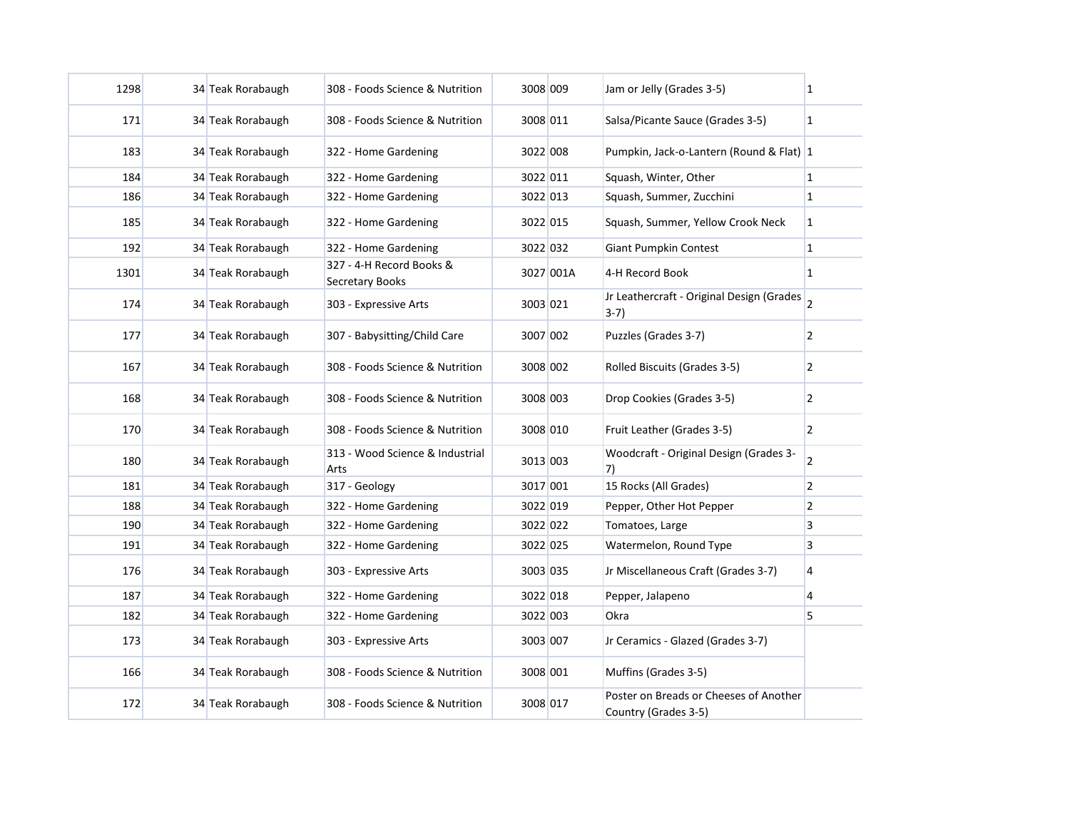| | | | | | | | |
|---|---|---|---|---|---|---|---|
| 1298 | 34 | Teak Rorabaugh | 308 - Foods Science & Nutrition | 3008 | 009 | Jam or Jelly (Grades 3-5) | 1 |
| 171 | 34 | Teak Rorabaugh | 308 - Foods Science & Nutrition | 3008 | 011 | Salsa/Picante Sauce (Grades 3-5) | 1 |
| 183 | 34 | Teak Rorabaugh | 322 - Home Gardening | 3022 | 008 | Pumpkin, Jack-o-Lantern (Round & Flat) | 1 |
| 184 | 34 | Teak Rorabaugh | 322 - Home Gardening | 3022 | 011 | Squash, Winter, Other | 1 |
| 186 | 34 | Teak Rorabaugh | 322 - Home Gardening | 3022 | 013 | Squash, Summer, Zucchini | 1 |
| 185 | 34 | Teak Rorabaugh | 322 - Home Gardening | 3022 | 015 | Squash, Summer, Yellow Crook Neck | 1 |
| 192 | 34 | Teak Rorabaugh | 322 - Home Gardening | 3022 | 032 | Giant Pumpkin Contest | 1 |
| 1301 | 34 | Teak Rorabaugh | 327 - 4-H Record Books & Secretary Books | 3027 | 001A | 4-H Record Book | 1 |
| 174 | 34 | Teak Rorabaugh | 303 - Expressive Arts | 3003 | 021 | Jr Leathercraft - Original Design (Grades 3-7) | 2 |
| 177 | 34 | Teak Rorabaugh | 307 - Babysitting/Child Care | 3007 | 002 | Puzzles (Grades 3-7) | 2 |
| 167 | 34 | Teak Rorabaugh | 308 - Foods Science & Nutrition | 3008 | 002 | Rolled Biscuits (Grades 3-5) | 2 |
| 168 | 34 | Teak Rorabaugh | 308 - Foods Science & Nutrition | 3008 | 003 | Drop Cookies (Grades 3-5) | 2 |
| 170 | 34 | Teak Rorabaugh | 308 - Foods Science & Nutrition | 3008 | 010 | Fruit Leather (Grades 3-5) | 2 |
| 180 | 34 | Teak Rorabaugh | 313 - Wood Science & Industrial Arts | 3013 | 003 | Woodcraft - Original Design (Grades 3-7) | 2 |
| 181 | 34 | Teak Rorabaugh | 317 - Geology | 3017 | 001 | 15 Rocks (All Grades) | 2 |
| 188 | 34 | Teak Rorabaugh | 322 - Home Gardening | 3022 | 019 | Pepper, Other Hot Pepper | 2 |
| 190 | 34 | Teak Rorabaugh | 322 - Home Gardening | 3022 | 022 | Tomatoes, Large | 3 |
| 191 | 34 | Teak Rorabaugh | 322 - Home Gardening | 3022 | 025 | Watermelon, Round Type | 3 |
| 176 | 34 | Teak Rorabaugh | 303 - Expressive Arts | 3003 | 035 | Jr Miscellaneous Craft (Grades 3-7) | 4 |
| 187 | 34 | Teak Rorabaugh | 322 - Home Gardening | 3022 | 018 | Pepper, Jalapeno | 4 |
| 182 | 34 | Teak Rorabaugh | 322 - Home Gardening | 3022 | 003 | Okra | 5 |
| 173 | 34 | Teak Rorabaugh | 303 - Expressive Arts | 3003 | 007 | Jr Ceramics - Glazed (Grades 3-7) | |
| 166 | 34 | Teak Rorabaugh | 308 - Foods Science & Nutrition | 3008 | 001 | Muffins (Grades 3-5) | |
| 172 | 34 | Teak Rorabaugh | 308 - Foods Science & Nutrition | 3008 | 017 | Poster on Breads or Cheeses of Another Country (Grades 3-5) | |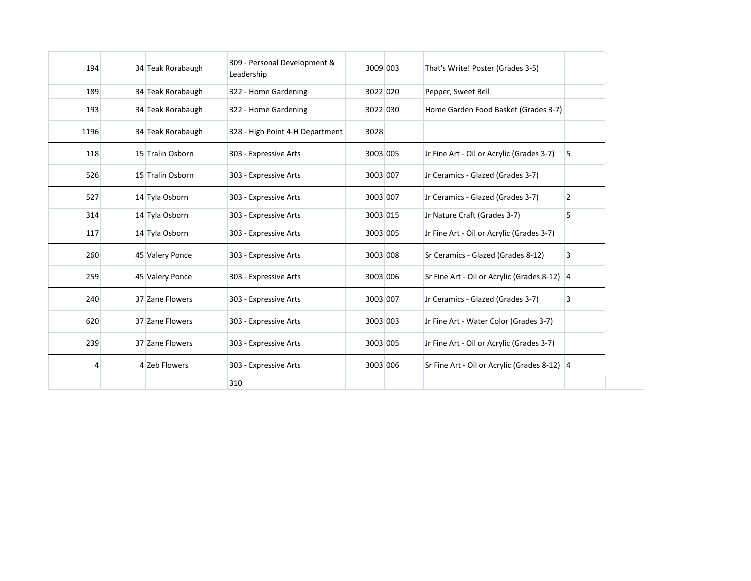| | | | | | | | | |
|---|---|---|---|---|---|---|---|---|
| 194 | 34 | Teak Rorabaugh | 309 - Personal Development & Leadership | 3009 | 003 | That's Write! Poster (Grades 3-5) | | |
| 189 | 34 | Teak Rorabaugh | 322 - Home Gardening | 3022 | 020 | Pepper, Sweet Bell | | |
| 193 | 34 | Teak Rorabaugh | 322 - Home Gardening | 3022 | 030 | Home Garden Food Basket (Grades 3-7) | | |
| 1196 | 34 | Teak Rorabaugh | 328 - High Point 4-H Department | 3028 | | | | |
| 118 | 15 | Tralin Osborn | 303 - Expressive Arts | 3003 | 005 | Jr Fine Art - Oil or Acrylic (Grades 3-7) | 5 | |
| 526 | 15 | Tralin Osborn | 303 - Expressive Arts | 3003 | 007 | Jr Ceramics - Glazed (Grades 3-7) | | |
| 527 | 14 | Tyla Osborn | 303 - Expressive Arts | 3003 | 007 | Jr Ceramics - Glazed (Grades 3-7) | 2 | |
| 314 | 14 | Tyla Osborn | 303 - Expressive Arts | 3003 | 015 | Jr Nature Craft (Grades 3-7) | 5 | |
| 117 | 14 | Tyla Osborn | 303 - Expressive Arts | 3003 | 005 | Jr Fine Art - Oil or Acrylic (Grades 3-7) | | |
| 260 | 45 | Valery Ponce | 303 - Expressive Arts | 3003 | 008 | Sr Ceramics - Glazed (Grades 8-12) | 3 | |
| 259 | 45 | Valery Ponce | 303 - Expressive Arts | 3003 | 006 | Sr Fine Art - Oil or Acrylic (Grades 8-12) | 4 | |
| 240 | 37 | Zane Flowers | 303 - Expressive Arts | 3003 | 007 | Jr Ceramics - Glazed (Grades 3-7) | 3 | |
| 620 | 37 | Zane Flowers | 303 - Expressive Arts | 3003 | 003 | Jr Fine Art - Water Color (Grades 3-7) | | |
| 239 | 37 | Zane Flowers | 303 - Expressive Arts | 3003 | 005 | Jr Fine Art - Oil or Acrylic (Grades 3-7) | | |
| 4 | 4 | Zeb Flowers | 303 - Expressive Arts | 3003 | 006 | Sr Fine Art - Oil or Acrylic (Grades 8-12) | 4 | |
| | | | 310 | | | | | |